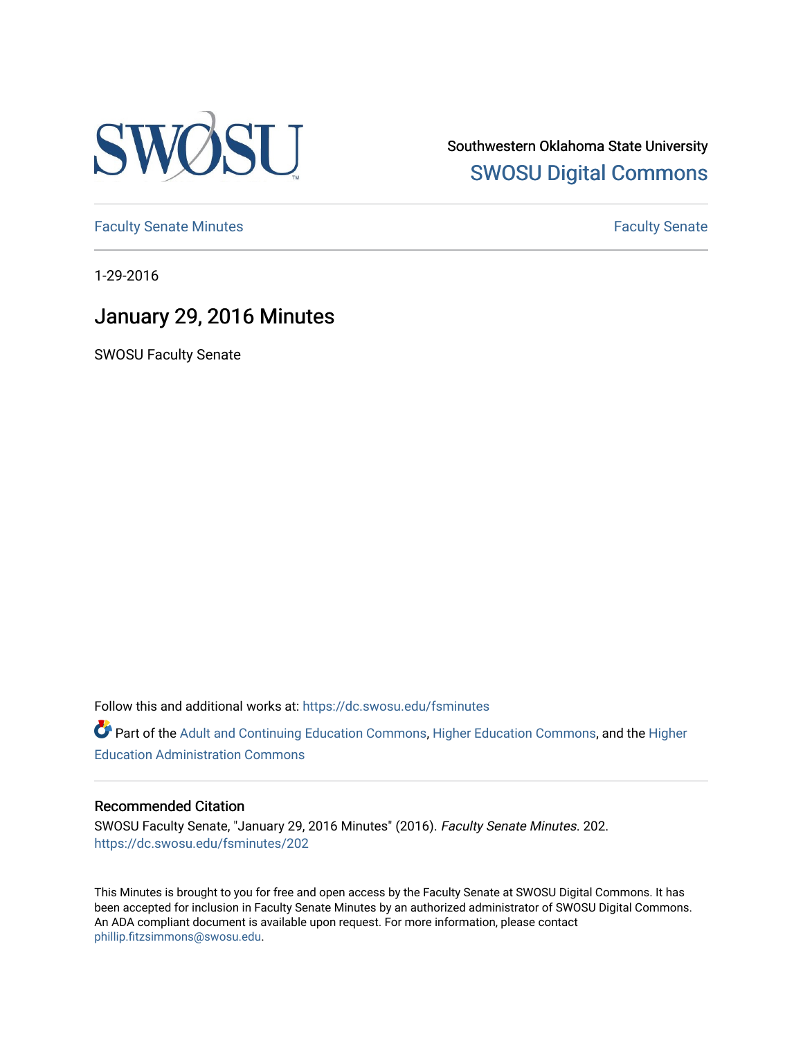Southwestern Oklahoma State University

SWOSU Digital Commons

Faculty Senate Minutes

Faculty Senate

1-29-2016

# January 29, 2016 Minutes

SWOSU Faculty Senate

Follow this and additional works at: https://dc.swosu.edu/fsminutes

Part of the Adult and Continuing Education Commons, Higher Education Commons, and the Higher Education Administration Commons

## Recommended Citation

SWOSU Faculty Senate, "January 29, 2016 Minutes" (2016). *Faculty Senate Minutes*. 202.
https://dc.swosu.edu/fsminutes/202

This Minutes is brought to you for free and open access by the Faculty Senate at SWOSU Digital Commons. It has been accepted for inclusion in Faculty Senate Minutes by an authorized administrator of SWOSU Digital Commons. An ADA compliant document is available upon request. For more information, please contact phillip.fitzsimmons@swosu.edu.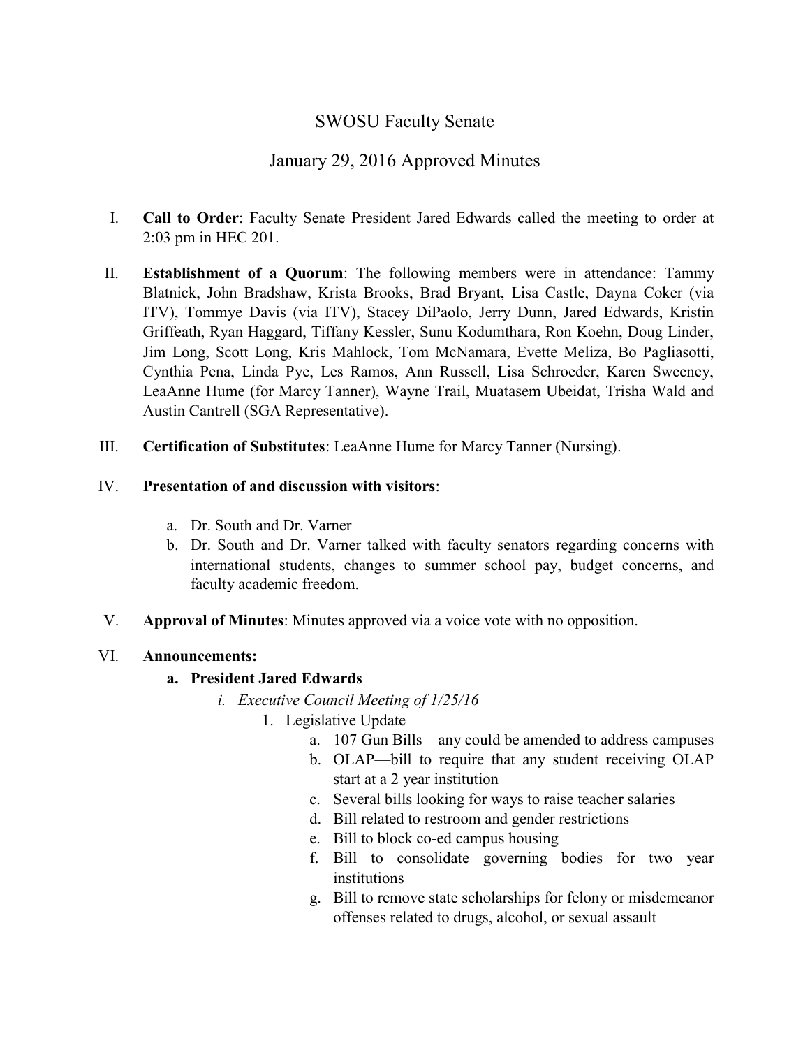# SWOSU Faculty Senate

## January 29, 2016 Approved Minutes

I. **Call to Order**: Faculty Senate President Jared Edwards called the meeting to order at 2:03 pm in HEC 201.

II. **Establishment of a Quorum**: The following members were in attendance: Tammy Blatnick, John Bradshaw, Krista Brooks, Brad Bryant, Lisa Castle, Dayna Coker (via ITV), Tommye Davis (via ITV), Stacey DiPaolo, Jerry Dunn, Jared Edwards, Kristin Griffeath, Ryan Haggard, Tiffany Kessler, Sunu Kodumthara, Ron Koehn, Doug Linder, Jim Long, Scott Long, Kris Mahlock, Tom McNamara, Evette Meliza, Bo Pagliasotti, Cynthia Pena, Linda Pye, Les Ramos, Ann Russell, Lisa Schroeder, Karen Sweeney, LeaAnne Hume (for Marcy Tanner), Wayne Trail, Muatasem Ubeidat, Trisha Wald and Austin Cantrell (SGA Representative).

III. **Certification of Substitutes**: LeaAnne Hume for Marcy Tanner (Nursing).

IV. **Presentation of and discussion with visitors**:

   a. Dr. South and Dr. Varner
   b. Dr. South and Dr. Varner talked with faculty senators regarding concerns with international students, changes to summer school pay, budget concerns, and faculty academic freedom.

V. **Approval of Minutes**: Minutes approved via a voice vote with no opposition.

VI. **Announcements:**

   **a. President Jared Edwards**

   *i. Executive Council Meeting of 1/25/16*

   1. Legislative Update
      a. 107 Gun Bills—any could be amended to address campuses
      b. OLAP—bill to require that any student receiving OLAP start at a 2 year institution
      c. Several bills looking for ways to raise teacher salaries
      d. Bill related to restroom and gender restrictions
      e. Bill to block co-ed campus housing
      f. Bill to consolidate governing bodies for two year institutions
      g. Bill to remove state scholarships for felony or misdemeanor offenses related to drugs, alcohol, or sexual assault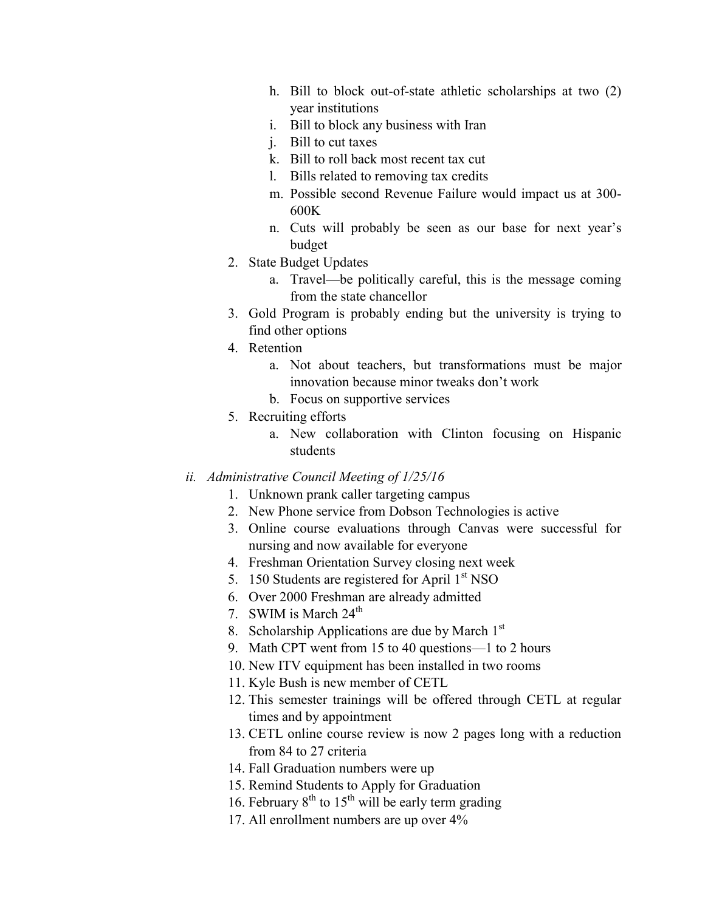h. Bill to block out-of-state athletic scholarships at two (2) year institutions
i. Bill to block any business with Iran
j. Bill to cut taxes
k. Bill to roll back most recent tax cut
l. Bills related to removing tax credits
m. Possible second Revenue Failure would impact us at 300-600K
n. Cuts will probably be seen as our base for next year's budget

2. State Budget Updates
    a. Travel—be politically careful, this is the message coming from the state chancellor
3. Gold Program is probably ending but the university is trying to find other options
4. Retention
    a. Not about teachers, but transformations must be major innovation because minor tweaks don't work
    b. Focus on supportive services
5. Recruiting efforts
    a. New collaboration with Clinton focusing on Hispanic students

*ii. Administrative Council Meeting of 1/25/16*

1. Unknown prank caller targeting campus
2. New Phone service from Dobson Technologies is active
3. Online course evaluations through Canvas were successful for nursing and now available for everyone
4. Freshman Orientation Survey closing next week
5. 150 Students are registered for April 1st NSO
6. Over 2000 Freshman are already admitted
7. SWIM is March 24th
8. Scholarship Applications are due by March 1st
9. Math CPT went from 15 to 40 questions—1 to 2 hours
10. New ITV equipment has been installed in two rooms
11. Kyle Bush is new member of CETL
12. This semester trainings will be offered through CETL at regular times and by appointment
13. CETL online course review is now 2 pages long with a reduction from 84 to 27 criteria
14. Fall Graduation numbers were up
15. Remind Students to Apply for Graduation
16. February 8th to 15th will be early term grading
17. All enrollment numbers are up over 4%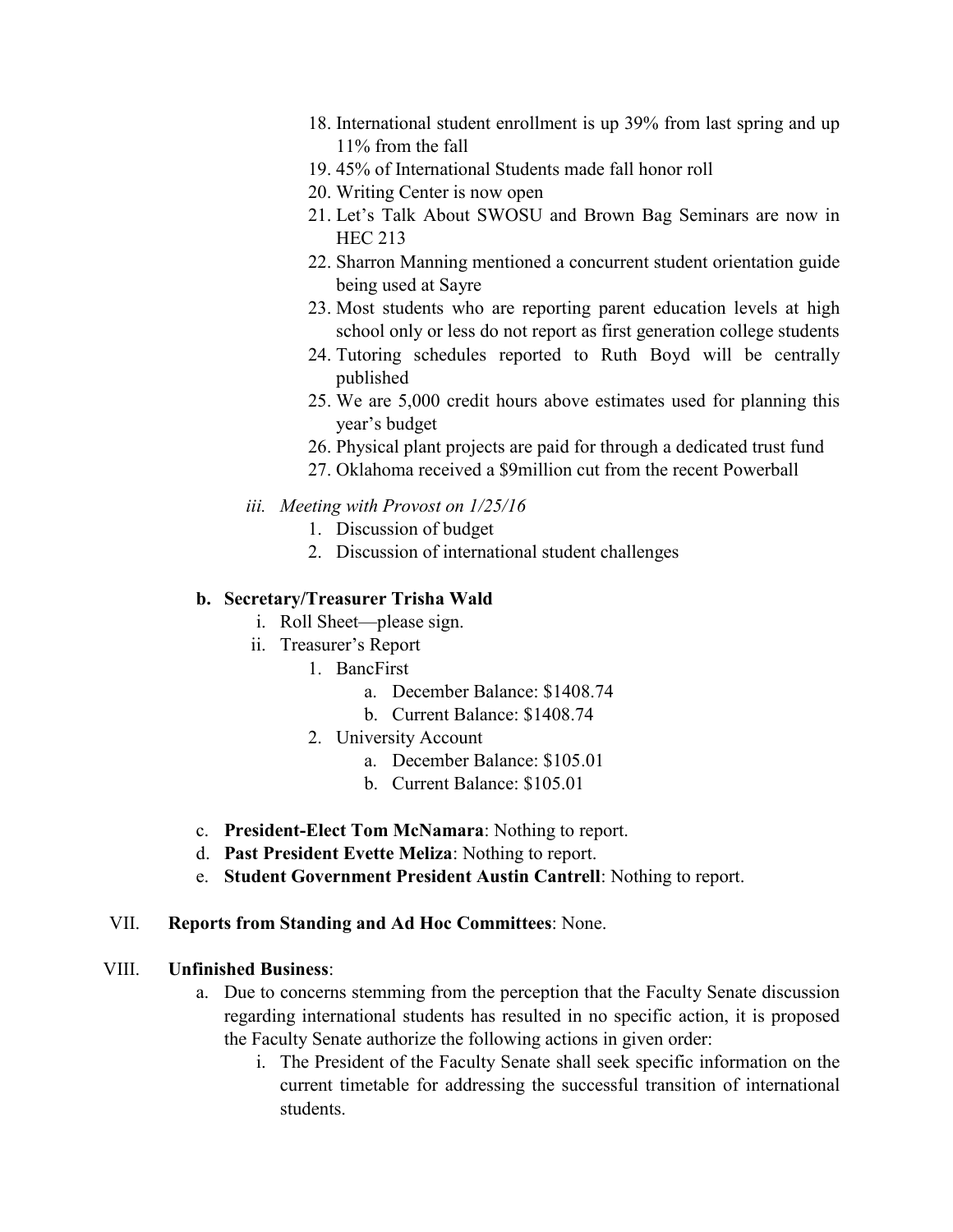18. International student enrollment is up 39% from last spring and up 11% from the fall
19. 45% of International Students made fall honor roll
20. Writing Center is now open
21. Let's Talk About SWOSU and Brown Bag Seminars are now in HEC 213
22. Sharron Manning mentioned a concurrent student orientation guide being used at Sayre
23. Most students who are reporting parent education levels at high school only or less do not report as first generation college students
24. Tutoring schedules reported to Ruth Boyd will be centrally published
25. We are 5,000 credit hours above estimates used for planning this year's budget
26. Physical plant projects are paid for through a dedicated trust fund
27. Oklahoma received a $9million cut from the recent Powerball

iii. *Meeting with Provost on 1/25/16*
   1. Discussion of budget
   2. Discussion of international student challenges

**b. Secretary/Treasurer Trisha Wald**

i. Roll Sheet—please sign.

ii. Treasurer's Report
   1. BancFirst
      a. December Balance: $1408.74
      b. Current Balance: $1408.74
   2. University Account
      a. December Balance: $105.01
      b. Current Balance: $105.01

c. **President-Elect Tom McNamara**: Nothing to report.

d. **Past President Evette Meliza**: Nothing to report.

e. **Student Government President Austin Cantrell**: Nothing to report.

VII. **Reports from Standing and Ad Hoc Committees**: None.

VIII. **Unfinished Business**:

a. Due to concerns stemming from the perception that the Faculty Senate discussion regarding international students has resulted in no specific action, it is proposed the Faculty Senate authorize the following actions in given order:

i. The President of the Faculty Senate shall seek specific information on the current timetable for addressing the successful transition of international students.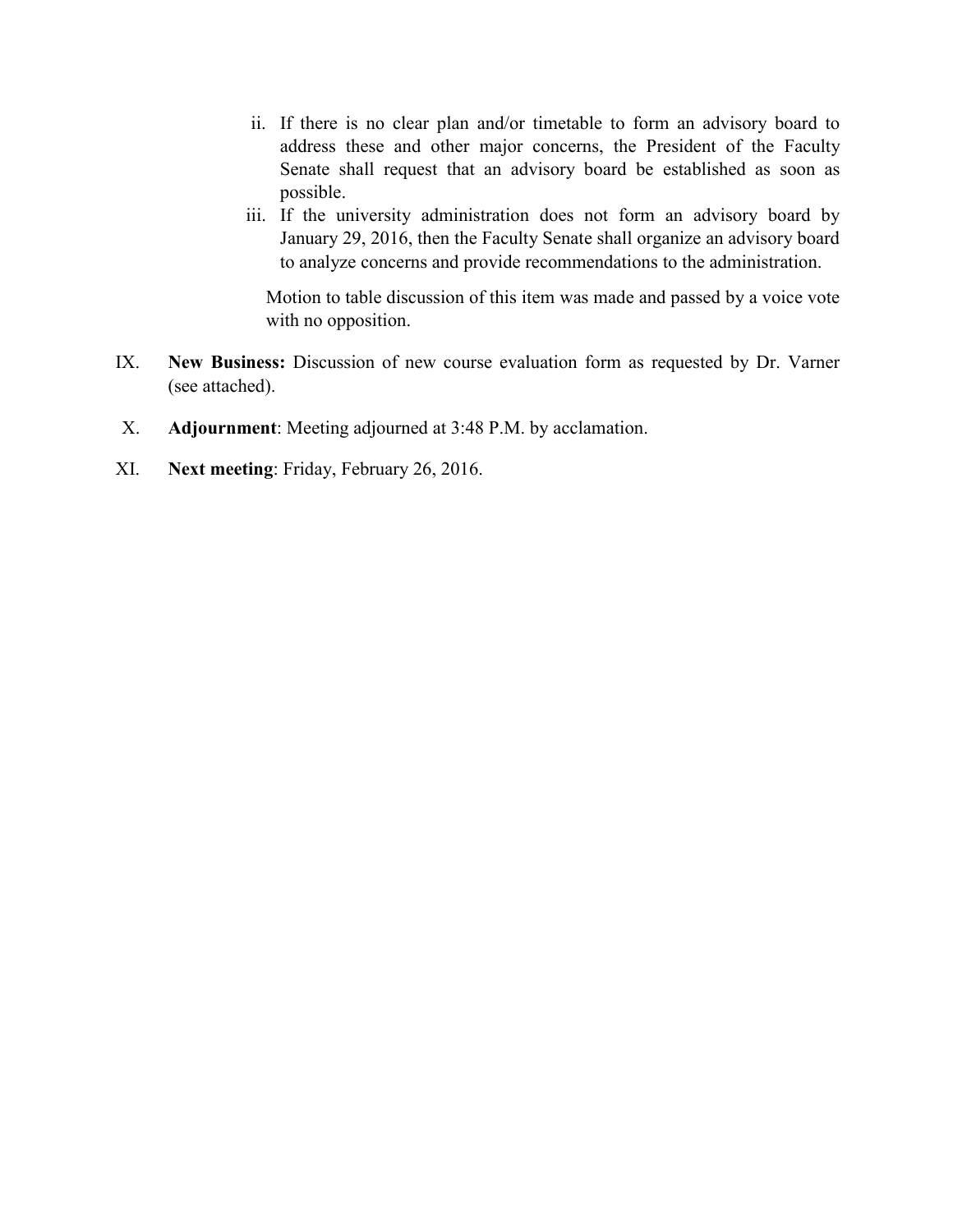ii. If there is no clear plan and/or timetable to form an advisory board to address these and other major concerns, the President of the Faculty Senate shall request that an advisory board be established as soon as possible.
   iii. If the university administration does not form an advisory board by January 29, 2016, then the Faculty Senate shall organize an advisory board to analyze concerns and provide recommendations to the administration.

   Motion to table discussion of this item was made and passed by a voice vote with no opposition.

IX. **New Business:** Discussion of new course evaluation form as requested by Dr. Varner (see attached).

X. **Adjournment**: Meeting adjourned at 3:48 P.M. by acclamation.

XI. **Next meeting**: Friday, February 26, 2016.